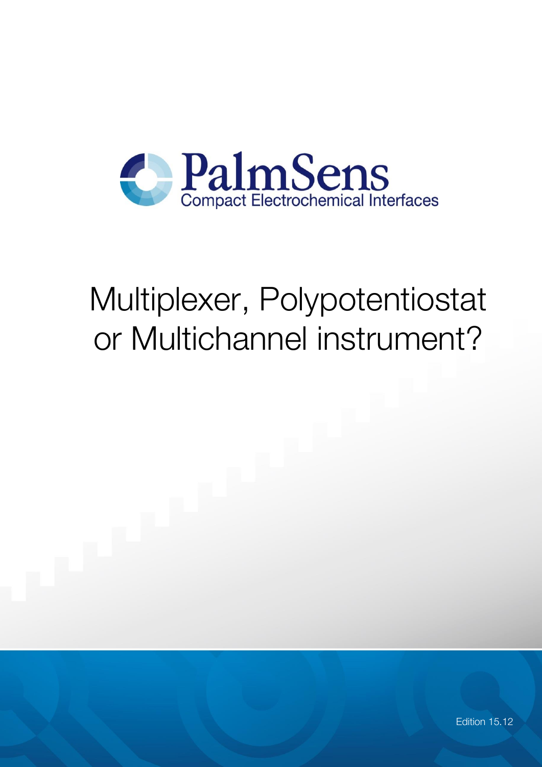PalmSens

Compact Electrochemical Interfaces

# Multiplexer, Polypotentiostat or Multichannel instrument?

Edition 15.12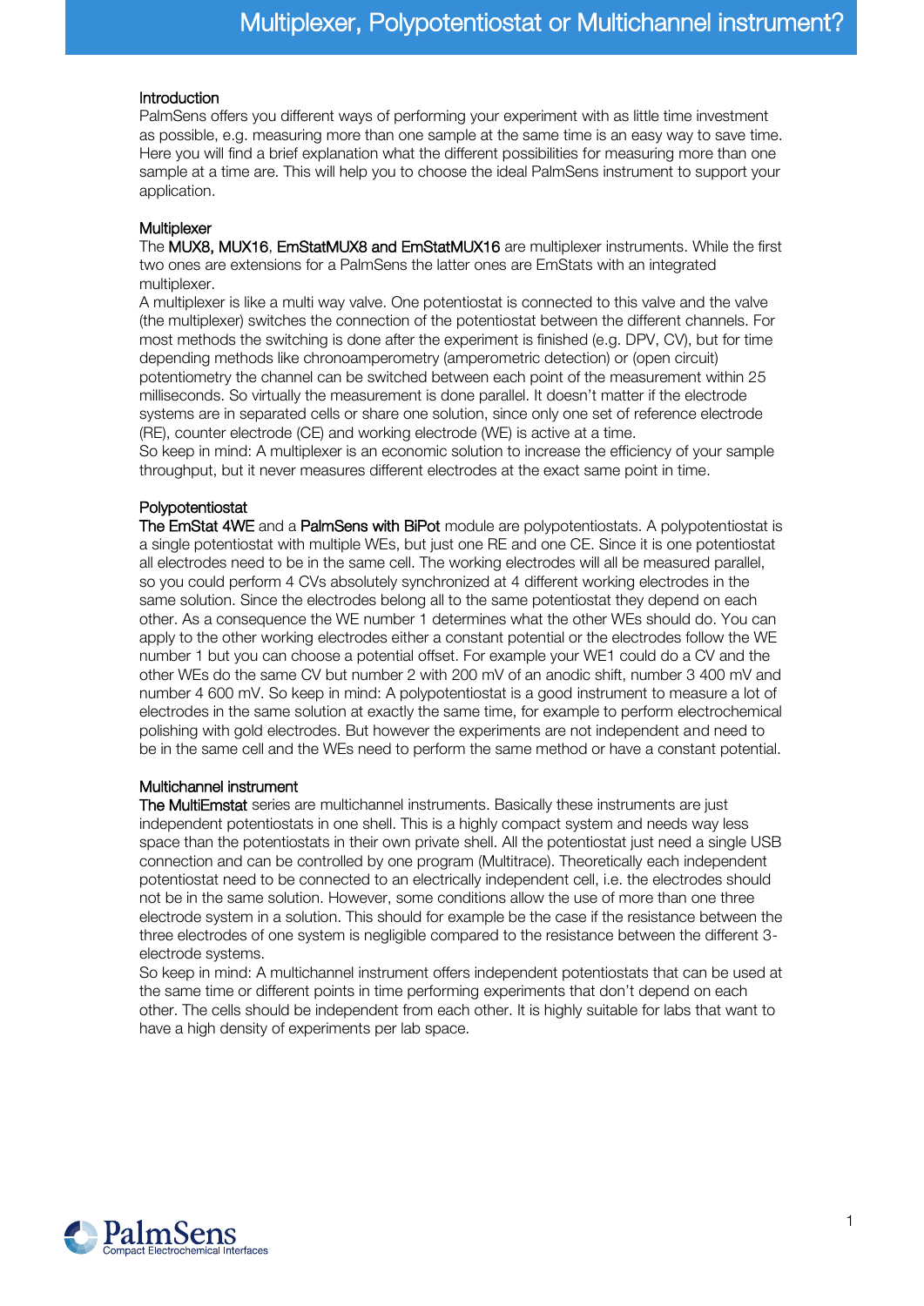# Multiplexer, Polypotentiostat or Multichannel instrument?

## Introduction

PalmSens offers you different ways of performing your experiment with as little time investment as possible, e.g. measuring more than one sample at the same time is an easy way to save time. Here you will find a brief explanation what the different possibilities for measuring more than one sample at a time are. This will help you to choose the ideal PalmSens instrument to support your application.

## Multiplexer

The MUX8, MUX16, EmStatMUX8 and EmStatMUX16 are multiplexer instruments. While the first two ones are extensions for a PalmSens the latter ones are EmStats with an integrated multiplexer.

A multiplexer is like a multi way valve. One potentiostat is connected to this valve and the valve (the multiplexer) switches the connection of the potentiostat between the different channels. For most methods the switching is done after the experiment is finished (e.g. DPV, CV), but for time depending methods like chronoamperometry (amperometric detection) or (open circuit) potentiometry the channel can be switched between each point of the measurement within 25 milliseconds. So virtually the measurement is done parallel. It doesn't matter if the electrode systems are in separated cells or share one solution, since only one set of reference electrode (RE), counter electrode (CE) and working electrode (WE) is active at a time.

So keep in mind: A multiplexer is an economic solution to increase the efficiency of your sample throughput, but it never measures different electrodes at the exact same point in time.

## Polypotentiostat

The EmStat 4WE and a PalmSens with BiPot module are polypotentiostats. A polypotentiostat is a single potentiostat with multiple WEs, but just one RE and one CE. Since it is one potentiostat all electrodes need to be in the same cell. The working electrodes will all be measured parallel, so you could perform 4 CVs absolutely synchronized at 4 different working electrodes in the same solution. Since the electrodes belong all to the same potentiostat they depend on each other. As a consequence the WE number 1 determines what the other WEs should do. You can apply to the other working electrodes either a constant potential or the electrodes follow the WE number 1 but you can choose a potential offset. For example your WE1 could do a CV and the other WEs do the same CV but number 2 with 200 mV of an anodic shift, number 3 400 mV and number 4 600 mV. So keep in mind: A polypotentiostat is a good instrument to measure a lot of electrodes in the same solution at exactly the same time, for example to perform electrochemical polishing with gold electrodes. But however the experiments are not independent and need to be in the same cell and the WEs need to perform the same method or have a constant potential.

## Multichannel instrument

The MultiEmstat series are multichannel instruments. Basically these instruments are just independent potentiostats in one shell. This is a highly compact system and needs way less space than the potentiostats in their own private shell. All the potentiostat just need a single USB connection and can be controlled by one program (Multitrace). Theoretically each independent potentiostat need to be connected to an electrically independent cell, i.e. the electrodes should not be in the same solution. However, some conditions allow the use of more than one three electrode system in a solution. This should for example be the case if the resistance between the three electrodes of one system is negligible compared to the resistance between the different 3-electrode systems.

So keep in mind: A multichannel instrument offers independent potentiostats that can be used at the same time or different points in time performing experiments that don't depend on each other. The cells should be independent from each other. It is highly suitable for labs that want to have a high density of experiments per lab space.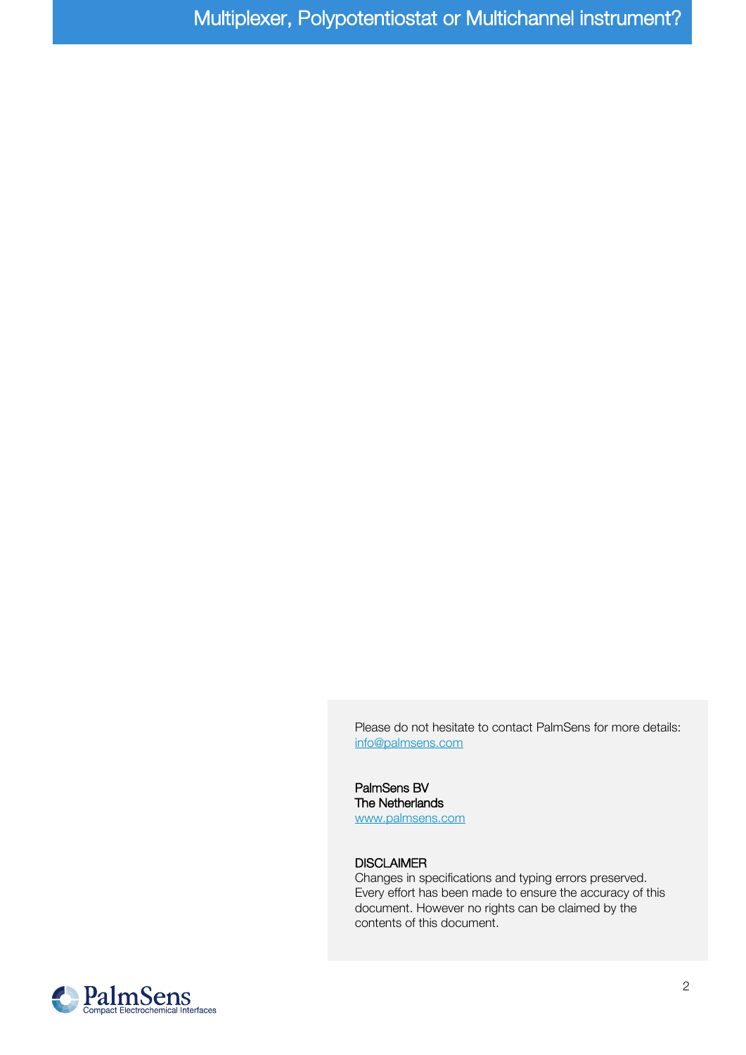Please do not hesitate to contact PalmSens for more details: info@palmsens.com

**PalmSens BV**
**The Netherlands**
www.palmsens.com

**DISCLAIMER**
Changes in specifications and typing errors preserved. Every effort has been made to ensure the accuracy of this document. However no rights can be claimed by the contents of this document.